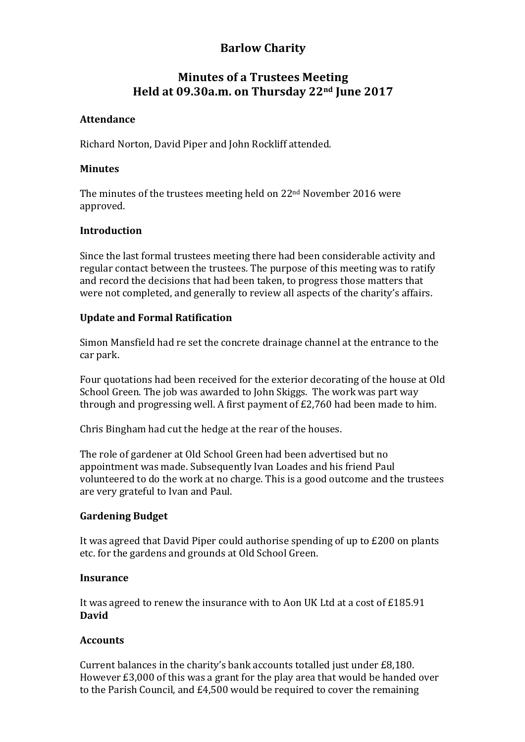# Barlow Charity

## Minutes of a Trustees Meeting
## Held at 09.30a.m. on Thursday 22nd June 2017

### Attendance

Richard Norton, David Piper and John Rockliff attended.

### Minutes

The minutes of the trustees meeting held on 22nd November 2016 were approved.

### Introduction

Since the last formal trustees meeting there had been considerable activity and regular contact between the trustees. The purpose of this meeting was to ratify and record the decisions that had been taken, to progress those matters that were not completed, and generally to review all aspects of the charity's affairs.

### Update and Formal Ratification

Simon Mansfield had re set the concrete drainage channel at the entrance to the car park.

Four quotations had been received for the exterior decorating of the house at Old School Green. The job was awarded to John Skiggs. The work was part way through and progressing well. A first payment of £2,760 had been made to him.

Chris Bingham had cut the hedge at the rear of the houses.

The role of gardener at Old School Green had been advertised but no appointment was made. Subsequently Ivan Loades and his friend Paul volunteered to do the work at no charge. This is a good outcome and the trustees are very grateful to Ivan and Paul.

### Gardening Budget

It was agreed that David Piper could authorise spending of up to £200 on plants etc. for the gardens and grounds at Old School Green.

### Insurance

It was agreed to renew the insurance with to Aon UK Ltd at a cost of £185.91
**David**

### Accounts

Current balances in the charity's bank accounts totalled just under £8,180. However £3,000 of this was a grant for the play area that would be handed over to the Parish Council, and £4,500 would be required to cover the remaining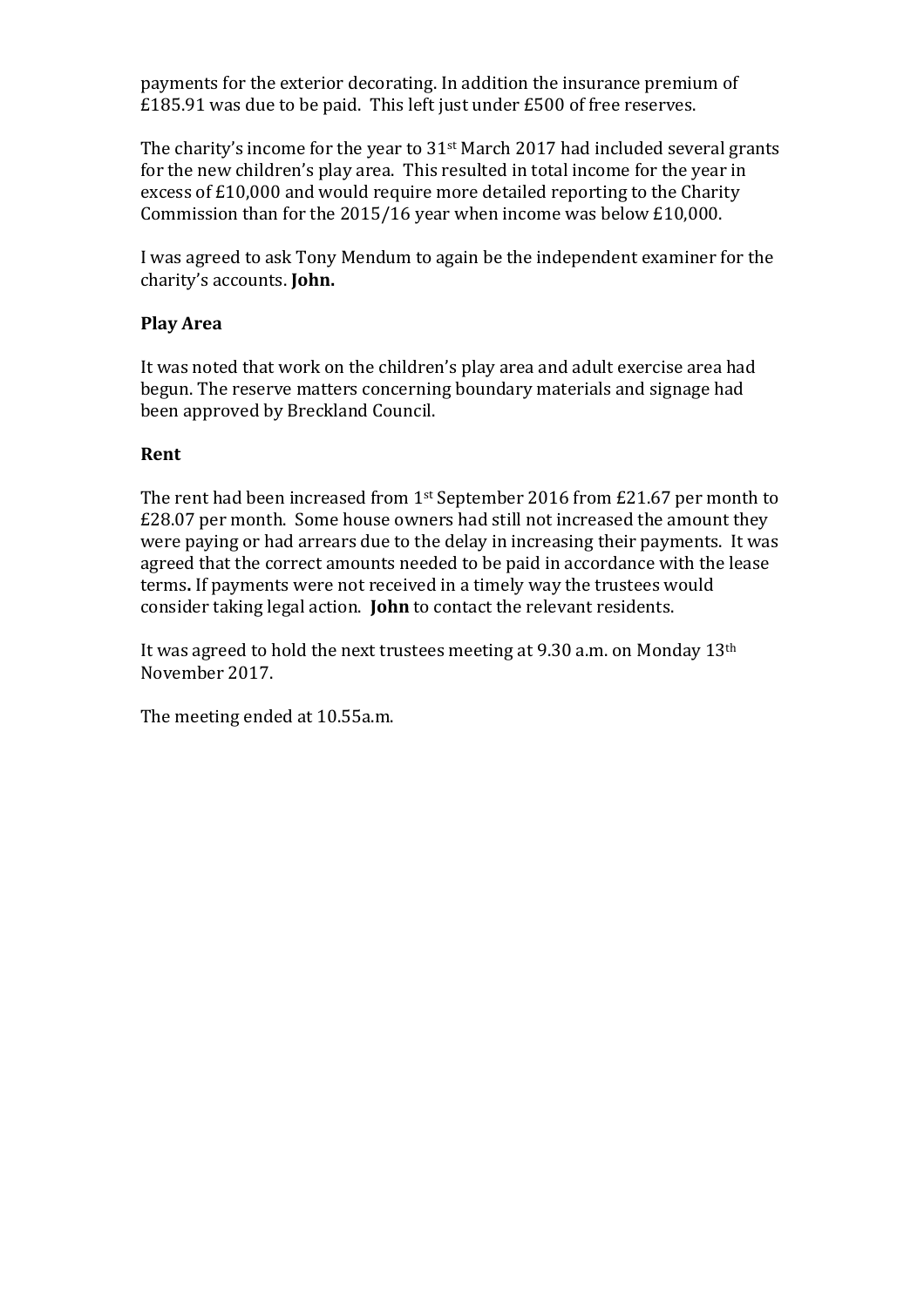payments for the exterior decorating. In addition the insurance premium of £185.91 was due to be paid. This left just under £500 of free reserves.

The charity's income for the year to 31st March 2017 had included several grants for the new children's play area. This resulted in total income for the year in excess of £10,000 and would require more detailed reporting to the Charity Commission than for the 2015/16 year when income was below £10,000.

I was agreed to ask Tony Mendum to again be the independent examiner for the charity's accounts. **John.**

**Play Area**

It was noted that work on the children's play area and adult exercise area had begun. The reserve matters concerning boundary materials and signage had been approved by Breckland Council.

**Rent**

The rent had been increased from 1st September 2016 from £21.67 per month to £28.07 per month. Some house owners had still not increased the amount they were paying or had arrears due to the delay in increasing their payments. It was agreed that the correct amounts needed to be paid in accordance with the lease terms**.** If payments were not received in a timely way the trustees would consider taking legal action. **John** to contact the relevant residents.

It was agreed to hold the next trustees meeting at 9.30 a.m. on Monday 13th November 2017.

The meeting ended at 10.55a.m.